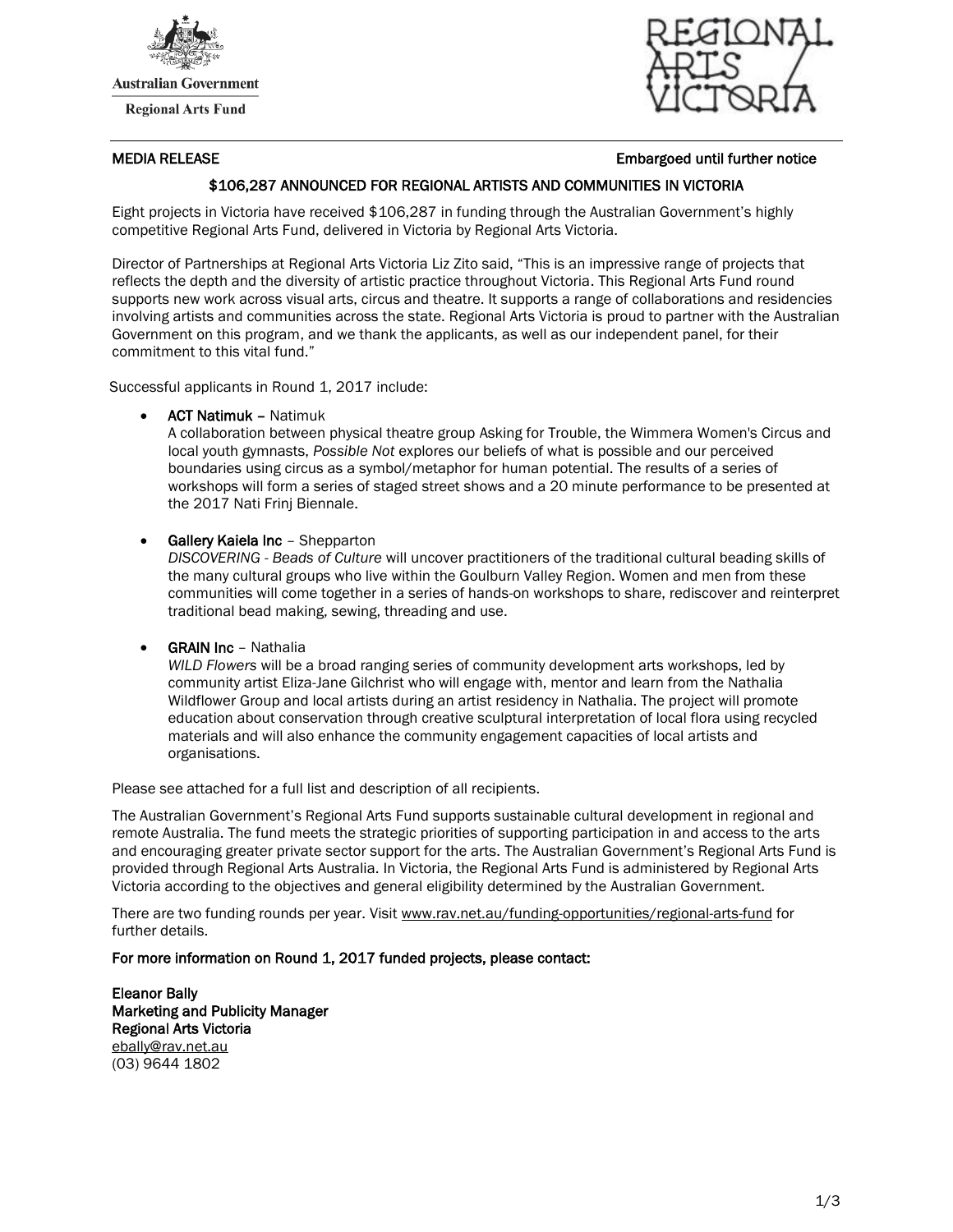Australian Government

Regional Arts Fund

REGIONAL ARTS VICTORIA

MEDIA RELEASE

Embargoed until further notice

## $106,287 ANNOUNCED FOR REGIONAL ARTISTS AND COMMUNITIES IN VICTORIA

Eight projects in Victoria have received $106,287 in funding through the Australian Government's highly competitive Regional Arts Fund, delivered in Victoria by Regional Arts Victoria.

Director of Partnerships at Regional Arts Victoria Liz Zito said, "This is an impressive range of projects that reflects the depth and the diversity of artistic practice throughout Victoria. This Regional Arts Fund round supports new work across visual arts, circus and theatre. It supports a range of collaborations and residencies involving artists and communities across the state. Regional Arts Victoria is proud to partner with the Australian Government on this program, and we thank the applicants, as well as our independent panel, for their commitment to this vital fund."

Successful applicants in Round 1, 2017 include:

- **ACT Natimuk** – Natimuk
  A collaboration between physical theatre group Asking for Trouble, the Wimmera Women's Circus and local youth gymnasts, *Possible Not* explores our beliefs of what is possible and our perceived boundaries using circus as a symbol/metaphor for human potential. The results of a series of workshops will form a series of staged street shows and a 20 minute performance to be presented at the 2017 Nati Frinj Biennale.

- **Gallery Kaiela Inc** – Shepparton
  *DISCOVERING - Beads of Culture* will uncover practitioners of the traditional cultural beading skills of the many cultural groups who live within the Goulburn Valley Region. Women and men from these communities will come together in a series of hands-on workshops to share, rediscover and reinterpret traditional bead making, sewing, threading and use.

- **GRAIN Inc** – Nathalia
  *WILD Flowers* will be a broad ranging series of community development arts workshops, led by community artist Eliza-Jane Gilchrist who will engage with, mentor and learn from the Nathalia Wildflower Group and local artists during an artist residency in Nathalia. The project will promote education about conservation through creative sculptural interpretation of local flora using recycled materials and will also enhance the community engagement capacities of local artists and organisations.

Please see attached for a full list and description of all recipients.

The Australian Government's Regional Arts Fund supports sustainable cultural development in regional and remote Australia. The fund meets the strategic priorities of supporting participation in and access to the arts and encouraging greater private sector support for the arts. The Australian Government's Regional Arts Fund is provided through Regional Arts Australia. In Victoria, the Regional Arts Fund is administered by Regional Arts Victoria according to the objectives and general eligibility determined by the Australian Government.

There are two funding rounds per year. Visit www.rav.net.au/funding-opportunities/regional-arts-fund for further details.

**For more information on Round 1, 2017 funded projects, please contact:**

**Eleanor Bally**
**Marketing and Publicity Manager**
**Regional Arts Victoria**
ebally@rav.net.au
(03) 9644 1802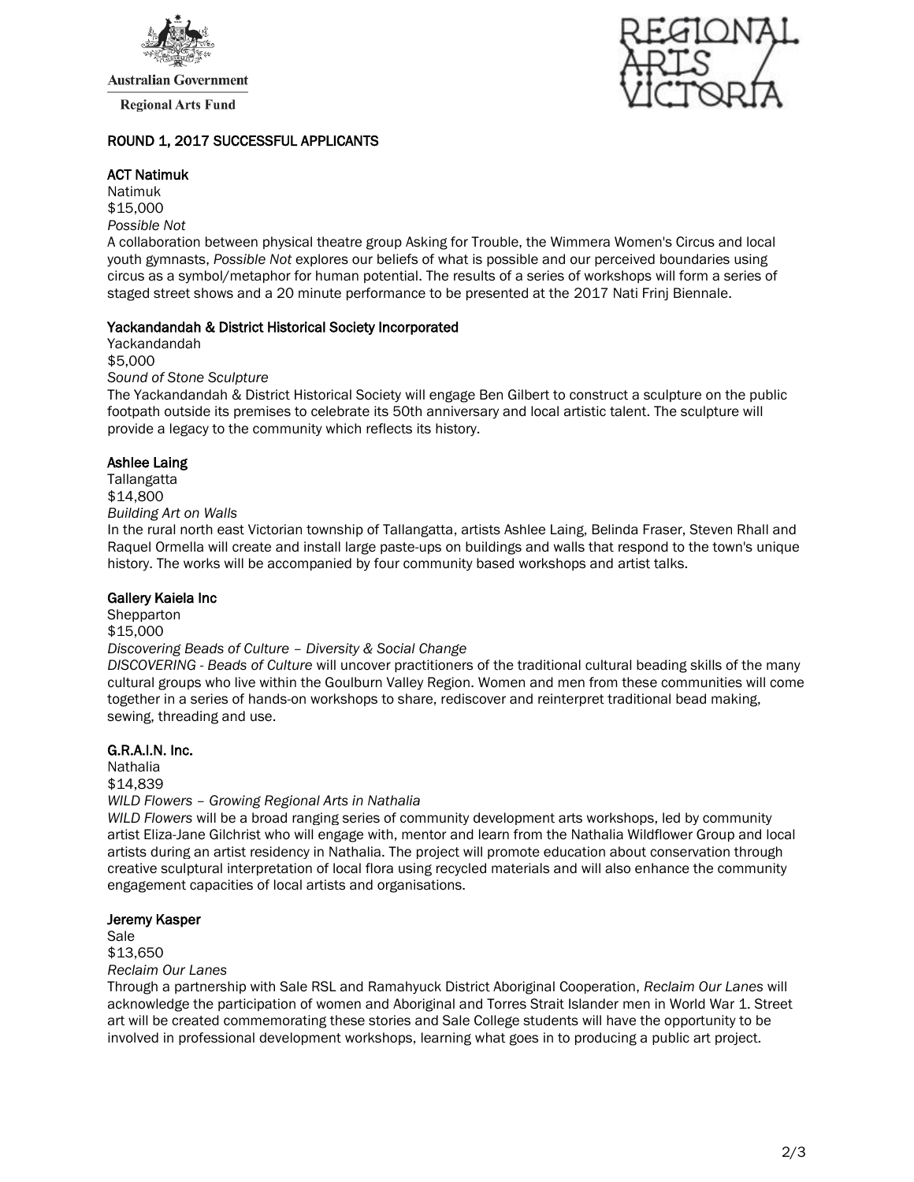Australian Government

Regional Arts Fund

REGIONAL ARTS VICTORIA

## ROUND 1, 2017 SUCCESSFUL APPLICANTS

### ACT Natimuk

Natimuk
$15,000
*Possible Not*
A collaboration between physical theatre group Asking for Trouble, the Wimmera Women's Circus and local youth gymnasts, *Possible Not* explores our beliefs of what is possible and our perceived boundaries using circus as a symbol/metaphor for human potential. The results of a series of workshops will form a series of staged street shows and a 20 minute performance to be presented at the 2017 Nati Frinj Biennale.

### Yackandandah & District Historical Society Incorporated

Yackandandah
$5,000
*Sound of Stone Sculpture*
The Yackandandah & District Historical Society will engage Ben Gilbert to construct a sculpture on the public footpath outside its premises to celebrate its 50th anniversary and local artistic talent. The sculpture will provide a legacy to the community which reflects its history.

### Ashlee Laing

Tallangatta
$14,800
*Building Art on Walls*
In the rural north east Victorian township of Tallangatta, artists Ashlee Laing, Belinda Fraser, Steven Rhall and Raquel Ormella will create and install large paste-ups on buildings and walls that respond to the town's unique history. The works will be accompanied by four community based workshops and artist talks.

### Gallery Kaiela Inc

Shepparton
$15,000
*Discovering Beads of Culture – Diversity & Social Change*
*DISCOVERING - Beads of Culture* will uncover practitioners of the traditional cultural beading skills of the many cultural groups who live within the Goulburn Valley Region. Women and men from these communities will come together in a series of hands-on workshops to share, rediscover and reinterpret traditional bead making, sewing, threading and use.

### G.R.A.I.N. Inc.

Nathalia
$14,839
*WILD Flowers – Growing Regional Arts in Nathalia*
*WILD Flowers* will be a broad ranging series of community development arts workshops, led by community artist Eliza-Jane Gilchrist who will engage with, mentor and learn from the Nathalia Wildflower Group and local artists during an artist residency in Nathalia. The project will promote education about conservation through creative sculptural interpretation of local flora using recycled materials and will also enhance the community engagement capacities of local artists and organisations.

### Jeremy Kasper

Sale
$13,650
*Reclaim Our Lanes*
Through a partnership with Sale RSL and Ramahyuck District Aboriginal Cooperation, *Reclaim Our Lanes* will acknowledge the participation of women and Aboriginal and Torres Strait Islander men in World War 1. Street art will be created commemorating these stories and Sale College students will have the opportunity to be involved in professional development workshops, learning what goes in to producing a public art project.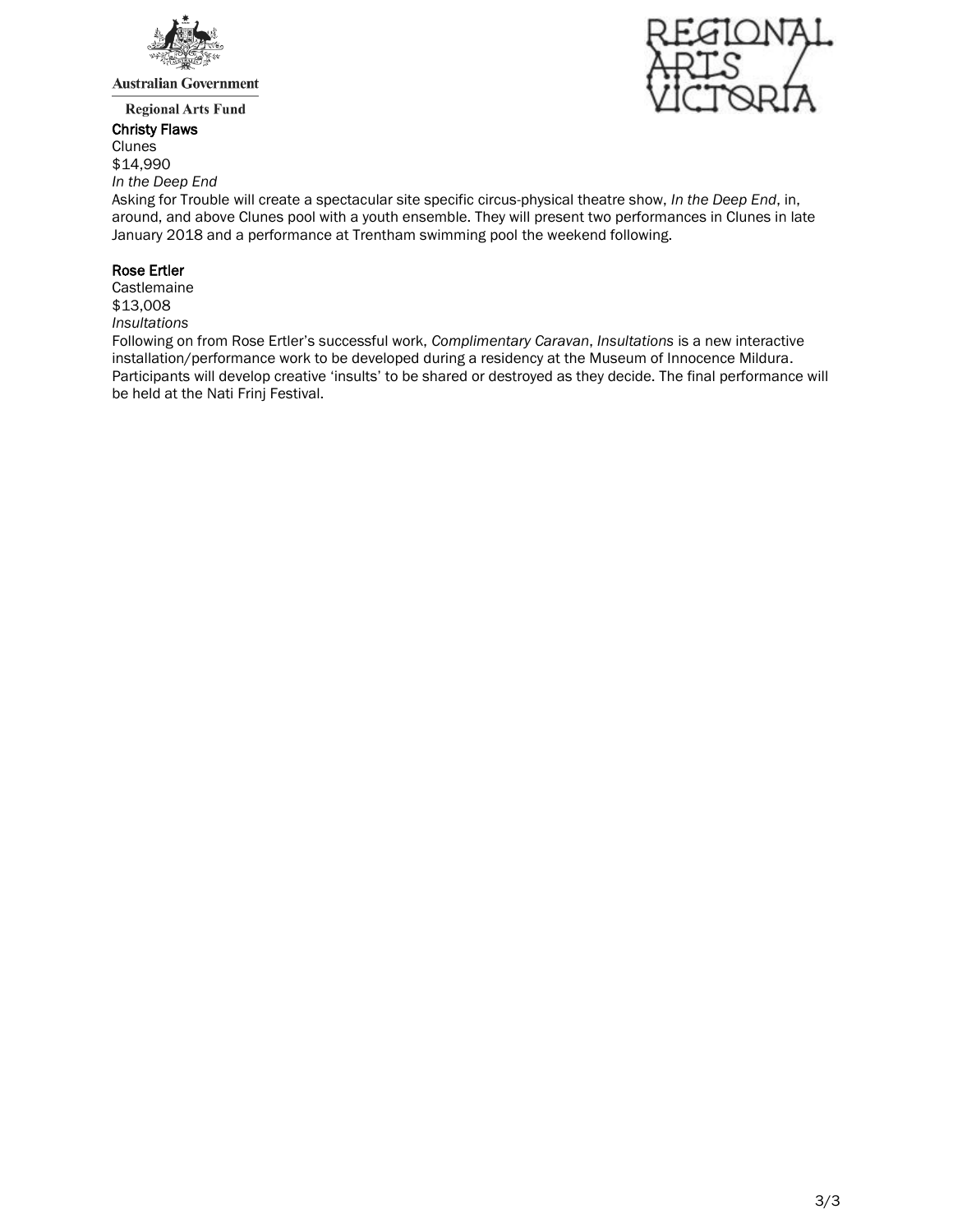Australian Government

Regional Arts Fund

REGIONAL ARTS VICTORIA

**Christy Flaws**
Clunes
$14,990
*In the Deep End*
Asking for Trouble will create a spectacular site specific circus-physical theatre show, *In the Deep End*, in, around, and above Clunes pool with a youth ensemble. They will present two performances in Clunes in late January 2018 and a performance at Trentham swimming pool the weekend following.

**Rose Ertler**
Castlemaine
$13,008
*Insultations*
Following on from Rose Ertler's successful work, *Complimentary Caravan*, *Insultations* is a new interactive installation/performance work to be developed during a residency at the Museum of Innocence Mildura. Participants will develop creative 'insults' to be shared or destroyed as they decide. The final performance will be held at the Nati Frinj Festival.